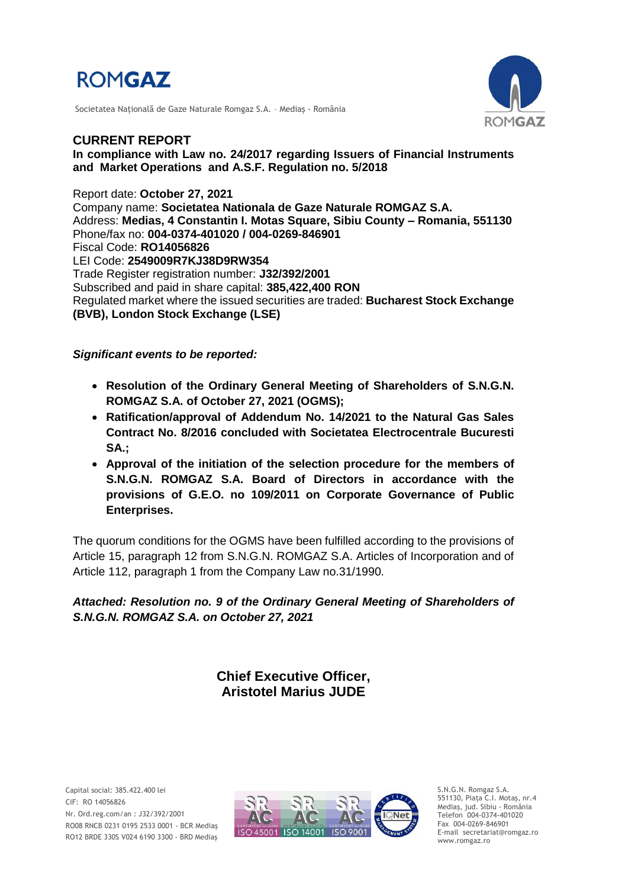ROMGAZ

Societatea Naţională de Gaze Naturale Romgaz S.A. – Mediaş - România

## CURRENT REPORT

**In compliance with Law no. 24/2017 regarding Issuers of Financial Instruments and Market Operations and A.S.F. Regulation no. 5/2018**

Report date: **October 27, 2021**
Company name: **Societatea Nationala de Gaze Naturale ROMGAZ S.A.**
Address: **Medias, 4 Constantin I. Motas Square, Sibiu County – Romania, 551130**
Phone/fax no: **004-0374-401020 / 004-0269-846901**
Fiscal Code: **RO14056826**
LEI Code: **2549009R7KJ38D9RW354**
Trade Register registration number: **J32/392/2001**
Subscribed and paid in share capital: **385,422,400 RON**
Regulated market where the issued securities are traded: **Bucharest Stock Exchange (BVB), London Stock Exchange (LSE)**

***Significant events to be reported:***

- **Resolution of the Ordinary General Meeting of Shareholders of S.N.G.N. ROMGAZ S.A. of October 27, 2021 (OGMS);**
- **Ratification/approval of Addendum No. 14/2021 to the Natural Gas Sales Contract No. 8/2016 concluded with Societatea Electrocentrale Bucuresti SA.;**
- **Approval of the initiation of the selection procedure for the members of S.N.G.N. ROMGAZ S.A. Board of Directors in accordance with the provisions of G.E.O. no 109/2011 on Corporate Governance of Public Enterprises.**

The quorum conditions for the OGMS have been fulfilled according to the provisions of Article 15, paragraph 12 from S.N.G.N. ROMGAZ S.A. Articles of Incorporation and of Article 112, paragraph 1 from the Company Law no.31/1990.

***Attached: Resolution no. 9 of the Ordinary General Meeting of Shareholders of S.N.G.N. ROMGAZ S.A. on October 27, 2021***

**Chief Executive Officer,**
**Aristotel Marius JUDE**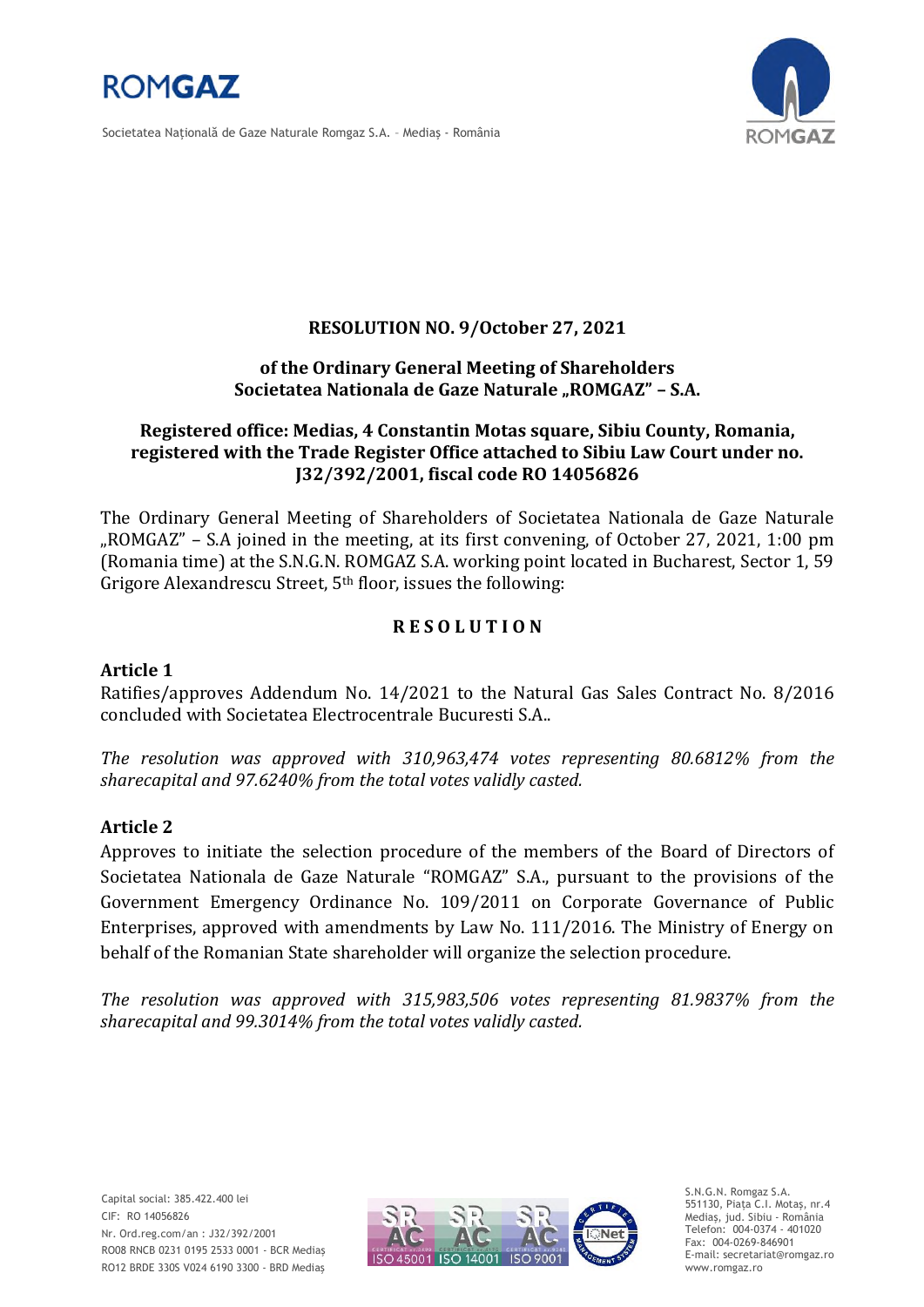**RESOLUTION NO. 9/October 27, 2021**

**of the Ordinary General Meeting of Shareholders**
**Societatea Nationala de Gaze Naturale „ROMGAZ" – S.A.**

**Registered office: Medias, 4 Constantin Motas square, Sibiu County, Romania, registered with the Trade Register Office attached to Sibiu Law Court under no. J32/392/2001, fiscal code RO 14056826**

The Ordinary General Meeting of Shareholders of Societatea Nationala de Gaze Naturale „ROMGAZ" – S.A joined in the meeting, at its first convening, of October 27, 2021, 1:00 pm (Romania time) at the S.N.G.N. ROMGAZ S.A. working point located in Bucharest, Sector 1, 59 Grigore Alexandrescu Street, 5th floor, issues the following:

**R E S O L U T I O N**

**Article 1**

Ratifies/approves Addendum No. 14/2021 to the Natural Gas Sales Contract No. 8/2016 concluded with Societatea Electrocentrale Bucuresti S.A..

*The resolution was approved with 310,963,474 votes representing 80.6812% from the sharecapital and 97.6240% from the total votes validly casted.*

**Article 2**

Approves to initiate the selection procedure of the members of the Board of Directors of Societatea Nationala de Gaze Naturale "ROMGAZ" S.A., pursuant to the provisions of the Government Emergency Ordinance No. 109/2011 on Corporate Governance of Public Enterprises, approved with amendments by Law No. 111/2016. The Ministry of Energy on behalf of the Romanian State shareholder will organize the selection procedure.

*The resolution was approved with 315,983,506 votes representing 81.9837% from the sharecapital and 99.3014% from the total votes validly casted.*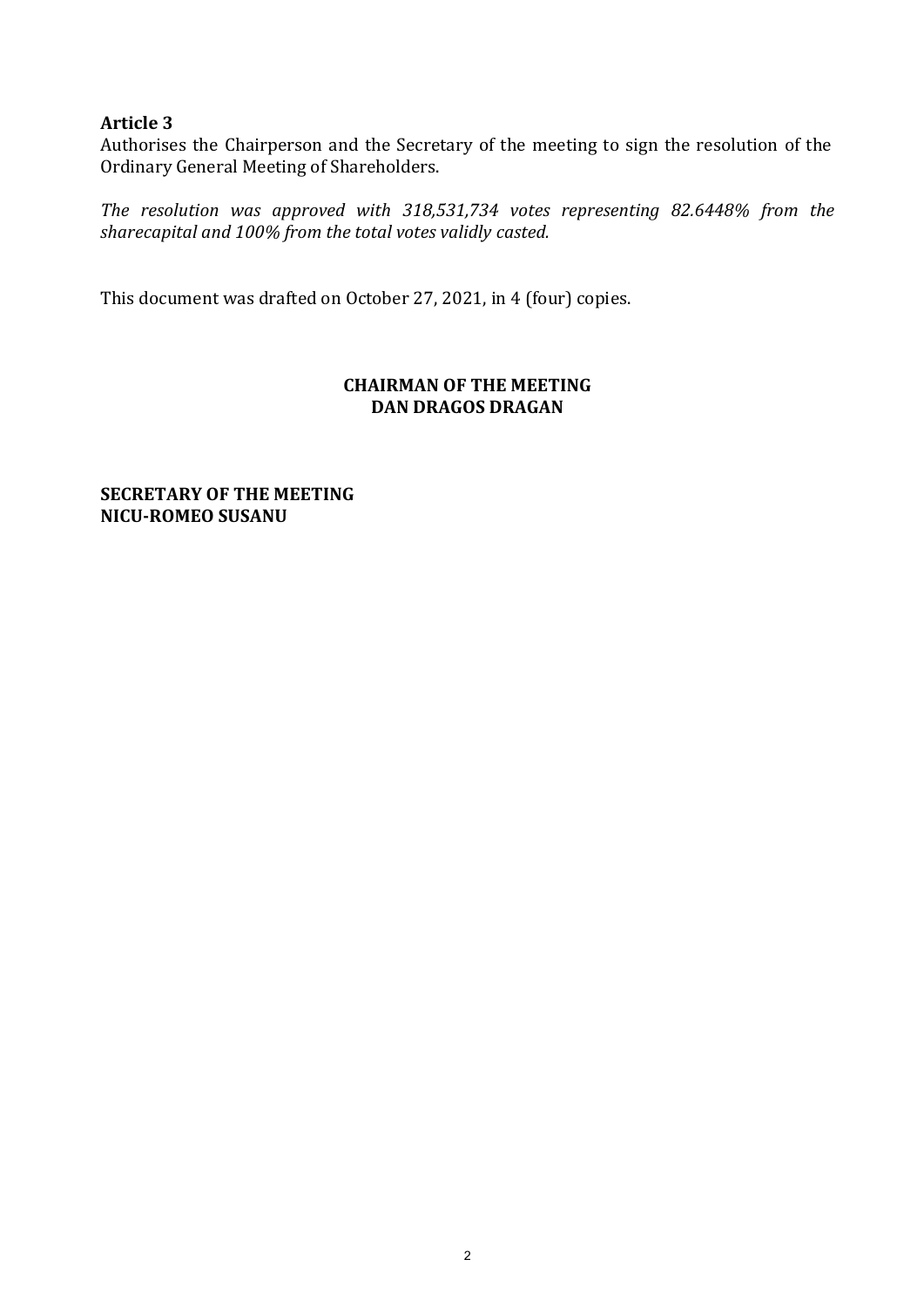**Article 3**

Authorises the Chairperson and the Secretary of the meeting to sign the resolution of the Ordinary General Meeting of Shareholders.

*The resolution was approved with 318,531,734 votes representing 82.6448% from the sharecapital and 100% from the total votes validly casted.*

This document was drafted on October 27, 2021, in 4 (four) copies.

**CHAIRMAN OF THE MEETING**
**DAN DRAGOS DRAGAN**

**SECRETARY OF THE MEETING**
**NICU-ROMEO SUSANU**